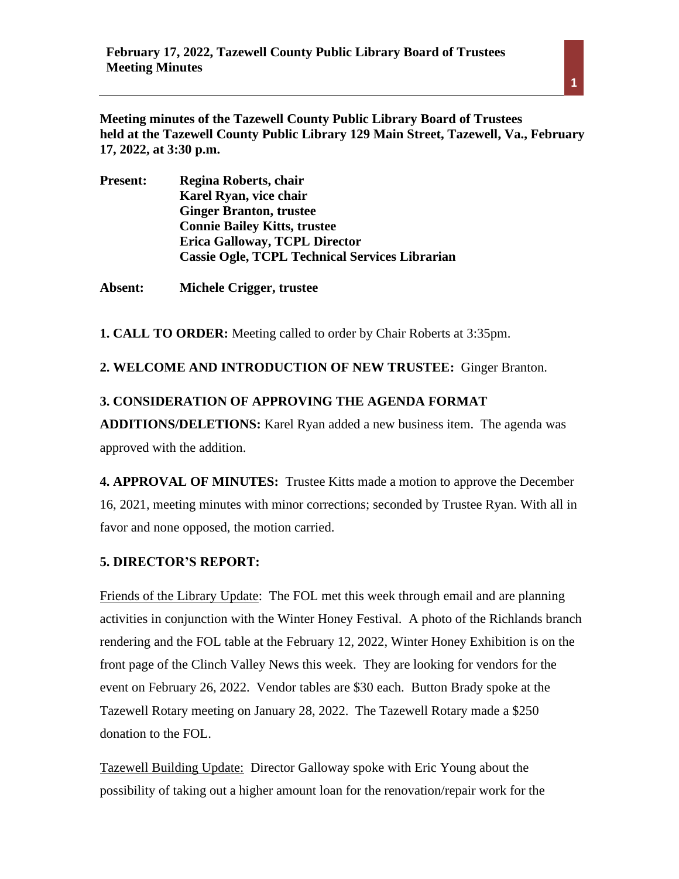**Meeting minutes of the Tazewell County Public Library Board of Trustees held at the Tazewell County Public Library 129 Main Street, Tazewell, Va., February 17, 2022, at 3:30 p.m.**

**Present:** **Regina Roberts, chair**
**Karel Ryan, vice chair**
**Ginger Branton, trustee**
**Connie Bailey Kitts, trustee**
**Erica Galloway, TCPL Director**
**Cassie Ogle, TCPL Technical Services Librarian**

**Absent:** **Michele Crigger, trustee**

**1. CALL TO ORDER:** Meeting called to order by Chair Roberts at 3:35pm.

**2. WELCOME AND INTRODUCTION OF NEW TRUSTEE:** Ginger Branton.

**3. CONSIDERATION OF APPROVING THE AGENDA FORMAT ADDITIONS/DELETIONS:** Karel Ryan added a new business item. The agenda was approved with the addition.

**4. APPROVAL OF MINUTES:** Trustee Kitts made a motion to approve the December 16, 2021, meeting minutes with minor corrections; seconded by Trustee Ryan. With all in favor and none opposed, the motion carried.

**5. DIRECTOR'S REPORT:**

Friends of the Library Update: The FOL met this week through email and are planning activities in conjunction with the Winter Honey Festival. A photo of the Richlands branch rendering and the FOL table at the February 12, 2022, Winter Honey Exhibition is on the front page of the Clinch Valley News this week. They are looking for vendors for the event on February 26, 2022. Vendor tables are $30 each. Button Brady spoke at the Tazewell Rotary meeting on January 28, 2022. The Tazewell Rotary made a $250 donation to the FOL.

Tazewell Building Update: Director Galloway spoke with Eric Young about the possibility of taking out a higher amount loan for the renovation/repair work for the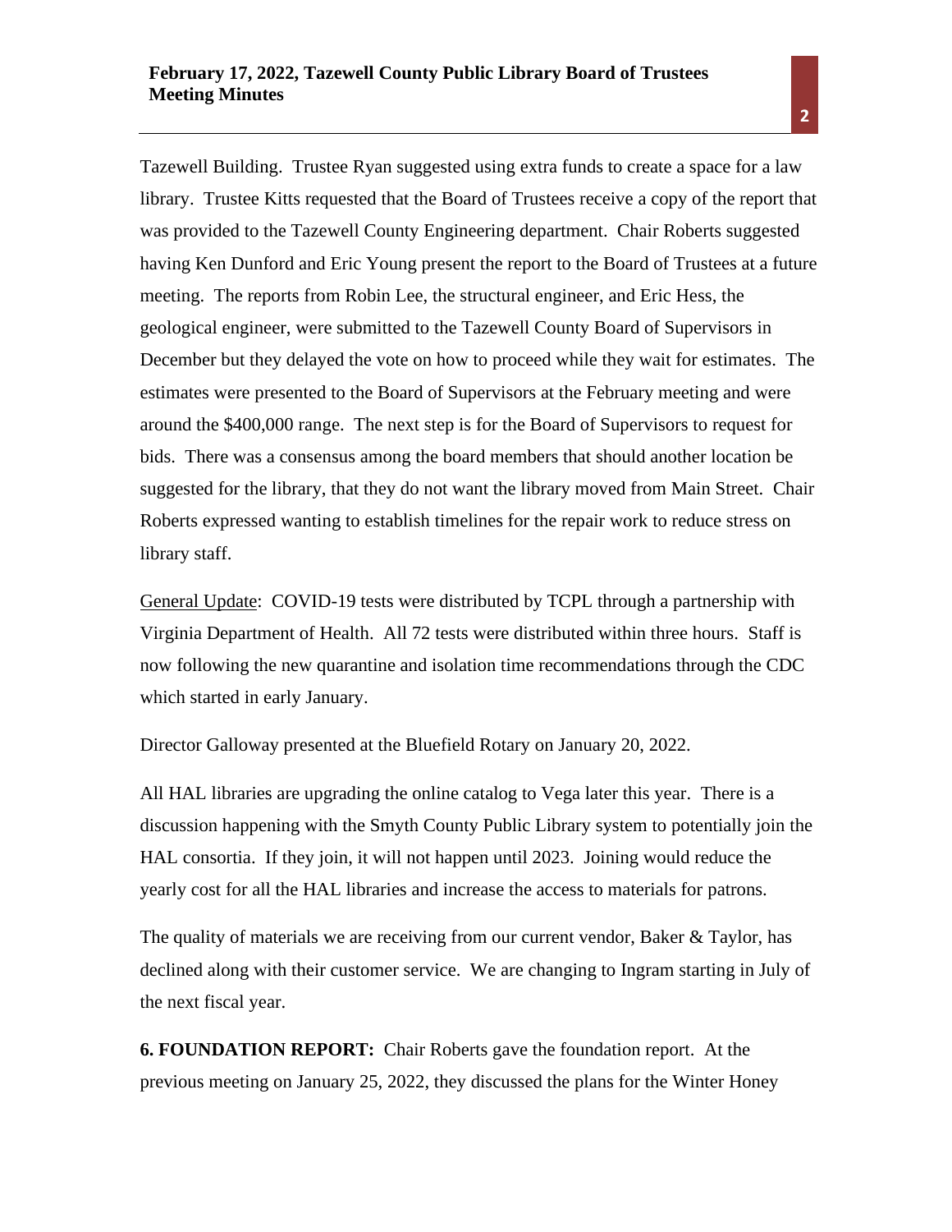Tazewell Building. Trustee Ryan suggested using extra funds to create a space for a law library. Trustee Kitts requested that the Board of Trustees receive a copy of the report that was provided to the Tazewell County Engineering department. Chair Roberts suggested having Ken Dunford and Eric Young present the report to the Board of Trustees at a future meeting. The reports from Robin Lee, the structural engineer, and Eric Hess, the geological engineer, were submitted to the Tazewell County Board of Supervisors in December but they delayed the vote on how to proceed while they wait for estimates. The estimates were presented to the Board of Supervisors at the February meeting and were around the $400,000 range. The next step is for the Board of Supervisors to request for bids. There was a consensus among the board members that should another location be suggested for the library, that they do not want the library moved from Main Street. Chair Roberts expressed wanting to establish timelines for the repair work to reduce stress on library staff.

<u>General Update</u>: COVID-19 tests were distributed by TCPL through a partnership with Virginia Department of Health. All 72 tests were distributed within three hours. Staff is now following the new quarantine and isolation time recommendations through the CDC which started in early January.

Director Galloway presented at the Bluefield Rotary on January 20, 2022.

All HAL libraries are upgrading the online catalog to Vega later this year. There is a discussion happening with the Smyth County Public Library system to potentially join the HAL consortia. If they join, it will not happen until 2023. Joining would reduce the yearly cost for all the HAL libraries and increase the access to materials for patrons.

The quality of materials we are receiving from our current vendor, Baker & Taylor, has declined along with their customer service. We are changing to Ingram starting in July of the next fiscal year.

**6. FOUNDATION REPORT:** Chair Roberts gave the foundation report. At the previous meeting on January 25, 2022, they discussed the plans for the Winter Honey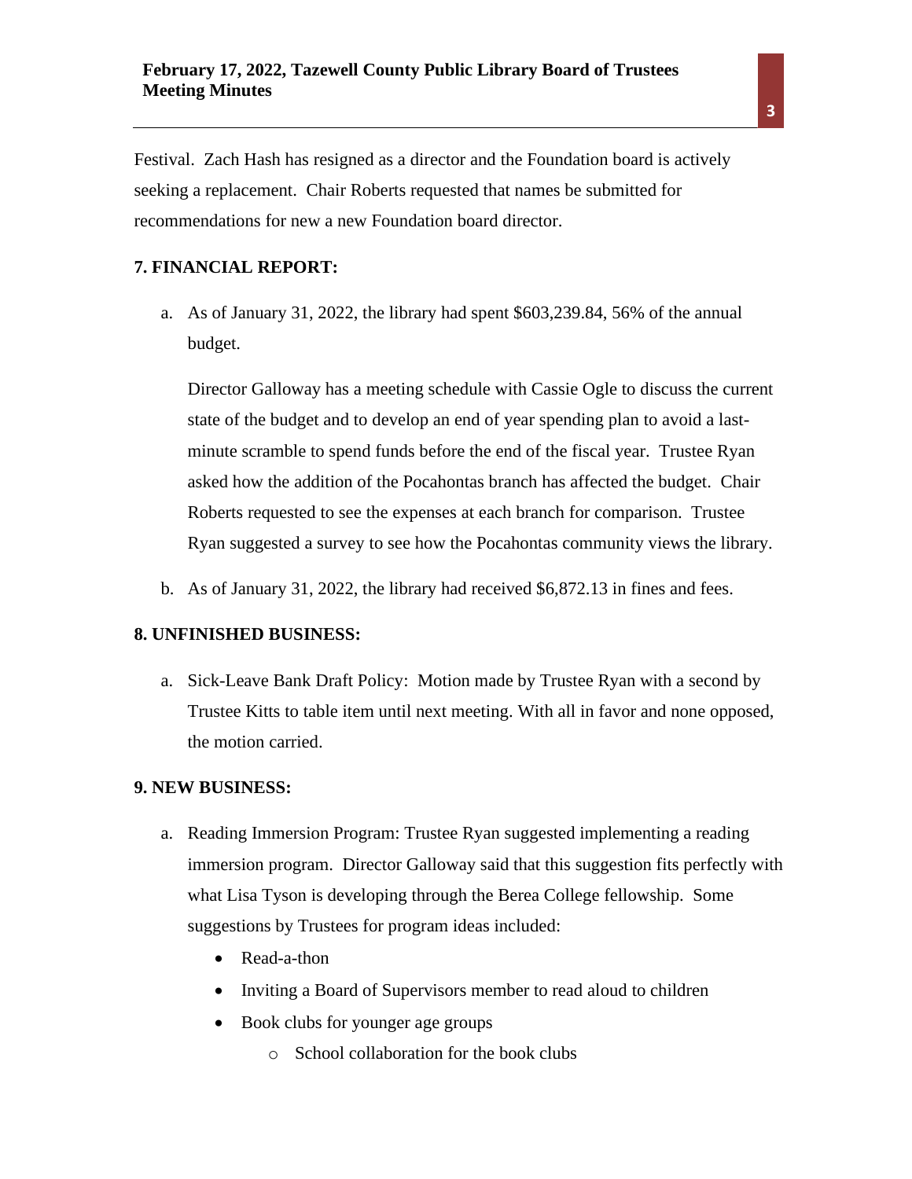Festival. Zach Hash has resigned as a director and the Foundation board is actively seeking a replacement. Chair Roberts requested that names be submitted for recommendations for new a new Foundation board director.

**7. FINANCIAL REPORT:**

a. As of January 31, 2022, the library had spent $603,239.84, 56% of the annual budget.

   Director Galloway has a meeting schedule with Cassie Ogle to discuss the current state of the budget and to develop an end of year spending plan to avoid a last-minute scramble to spend funds before the end of the fiscal year. Trustee Ryan asked how the addition of the Pocahontas branch has affected the budget. Chair Roberts requested to see the expenses at each branch for comparison. Trustee Ryan suggested a survey to see how the Pocahontas community views the library.

b. As of January 31, 2022, the library had received $6,872.13 in fines and fees.

**8. UNFINISHED BUSINESS:**

a. Sick-Leave Bank Draft Policy: Motion made by Trustee Ryan with a second by Trustee Kitts to table item until next meeting. With all in favor and none opposed, the motion carried.

**9. NEW BUSINESS:**

a. Reading Immersion Program: Trustee Ryan suggested implementing a reading immersion program. Director Galloway said that this suggestion fits perfectly with what Lisa Tyson is developing through the Berea College fellowship. Some suggestions by Trustees for program ideas included:

   - Read-a-thon
   - Inviting a Board of Supervisors member to read aloud to children
   - Book clubs for younger age groups
     - School collaboration for the book clubs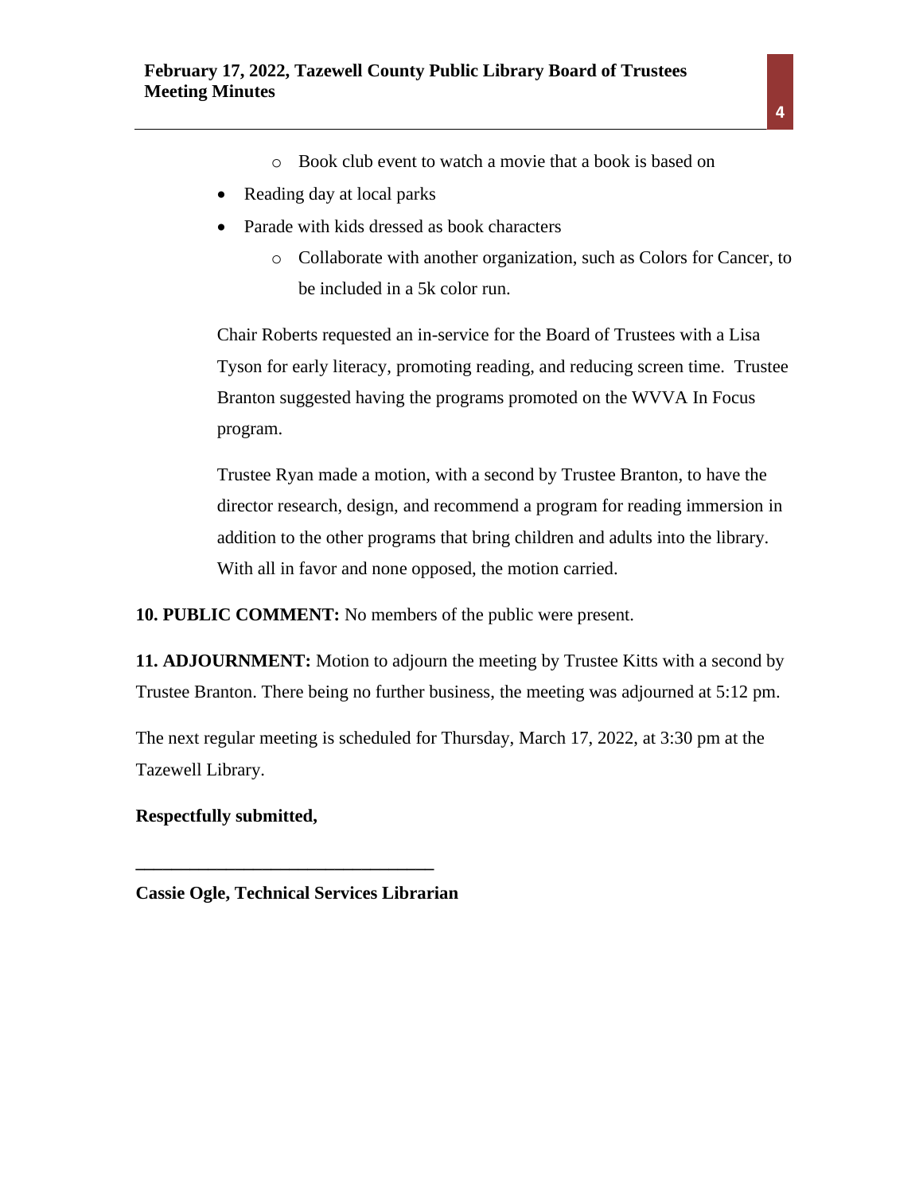- Book club event to watch a movie that a book is based on
- Reading day at local parks
- Parade with kids dressed as book characters
    - Collaborate with another organization, such as Colors for Cancer, to be included in a 5k color run.

Chair Roberts requested an in-service for the Board of Trustees with a Lisa Tyson for early literacy, promoting reading, and reducing screen time. Trustee Branton suggested having the programs promoted on the WVVA In Focus program.

Trustee Ryan made a motion, with a second by Trustee Branton, to have the director research, design, and recommend a program for reading immersion in addition to the other programs that bring children and adults into the library. With all in favor and none opposed, the motion carried.

**10. PUBLIC COMMENT:** No members of the public were present.

**11. ADJOURNMENT:** Motion to adjourn the meeting by Trustee Kitts with a second by Trustee Branton. There being no further business, the meeting was adjourned at 5:12 pm.

The next regular meeting is scheduled for Thursday, March 17, 2022, at 3:30 pm at the Tazewell Library.

**Respectfully submitted,**

**________________________________**

**Cassie Ogle, Technical Services Librarian**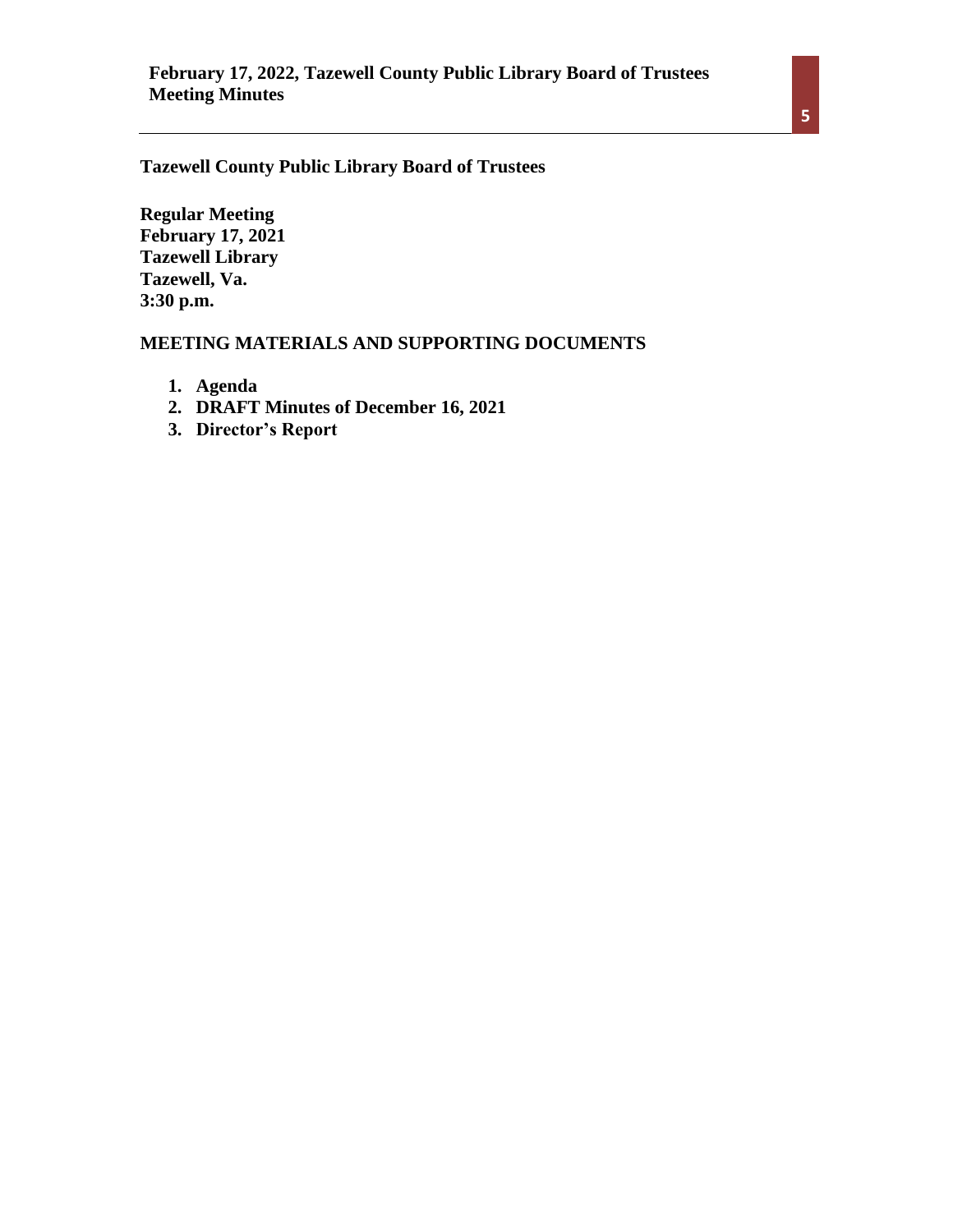**Tazewell County Public Library Board of Trustees**

**Regular Meeting**
**February 17, 2021**
**Tazewell Library**
**Tazewell, Va.**
**3:30 p.m.**

**MEETING MATERIALS AND SUPPORTING DOCUMENTS**

1. **Agenda**
2. **DRAFT Minutes of December 16, 2021**
3. **Director's Report**